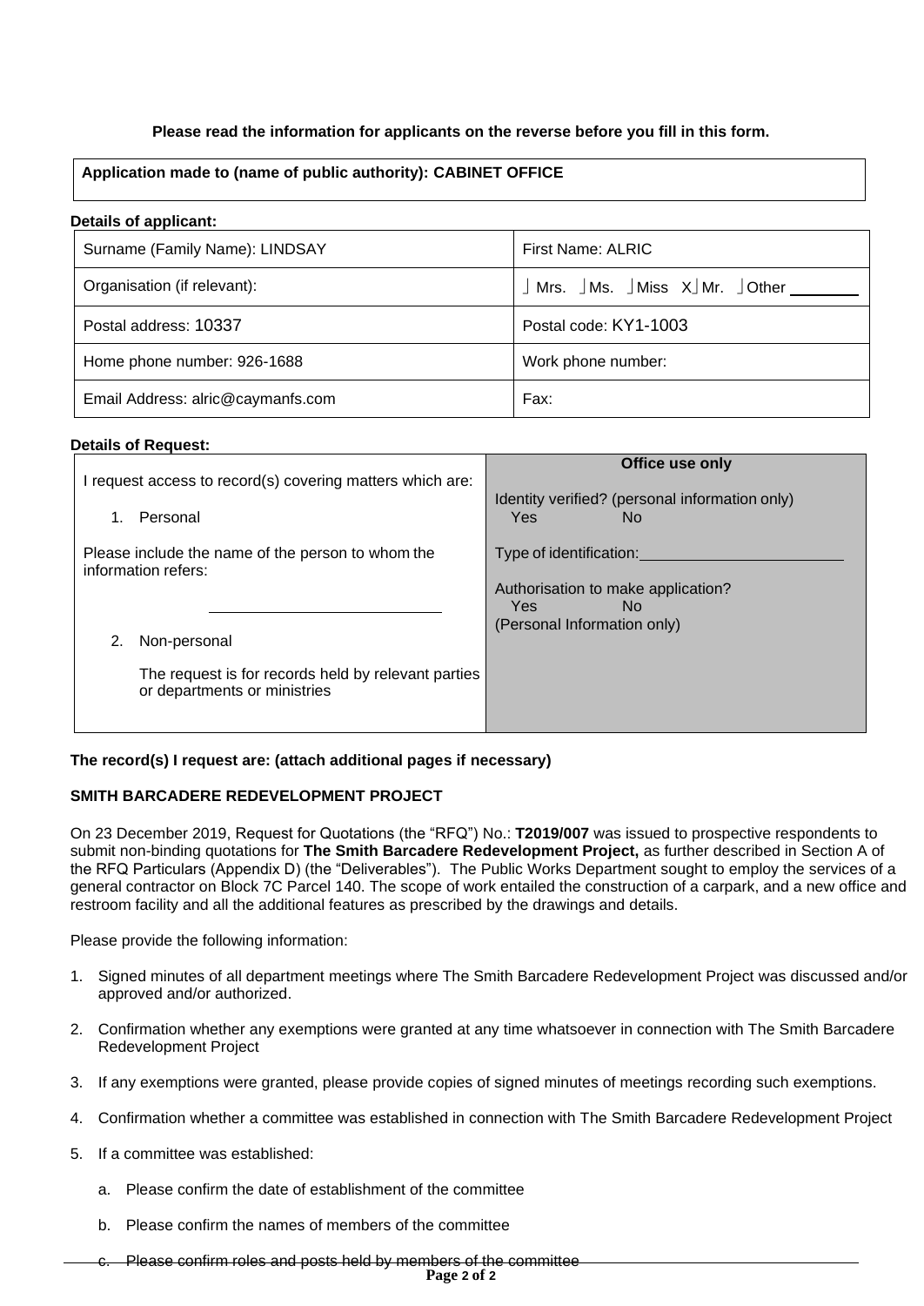**Please read the information for applicants on the reverse before you fill in this form.**

| **Application made to (name of public authority): CABINET OFFICE** |
|---|

**Details of applicant:**

| | |
|---|---|
| Surname (Family Name): LINDSAY | First Name: ALRIC |
| Organisation (if relevant): | ⌋ Mrs. ⌋ Ms. ⌋ Miss X⌋ Mr. ⌋ Other ________ |
| Postal address: 10337 | Postal code: KY1-1003 |
| Home phone number: 926-1688 | Work phone number: |
| Email Address: alric@caymanfs.com | Fax: |

**Details of Request:**

| | **Office use only** |
|---|---|
| I request access to record(s) covering matters which are:<br><br>1. Personal<br><br>Please include the name of the person to whom the information refers:<br><br>___________________________<br><br>2. Non-personal<br><br>The request is for records held by relevant parties or departments or ministries | Identity verified? (personal information only)<br>Yes No<br><br>Type of identification:________________________<br><br>Authorisation to make application?<br>Yes No<br>(Personal Information only) |

**The record(s) I request are: (attach additional pages if necessary)**

**SMITH BARCADERE REDEVELOPMENT PROJECT**

On 23 December 2019, Request for Quotations (the "RFQ") No.: **T2019/007** was issued to prospective respondents to submit non-binding quotations for **The Smith Barcadere Redevelopment Project,** as further described in Section A of the RFQ Particulars (Appendix D) (the "Deliverables"). The Public Works Department sought to employ the services of a general contractor on Block 7C Parcel 140. The scope of work entailed the construction of a carpark, and a new office and restroom facility and all the additional features as prescribed by the drawings and details.

Please provide the following information:

1. Signed minutes of all department meetings where The Smith Barcadere Redevelopment Project was discussed and/or approved and/or authorized.

2. Confirmation whether any exemptions were granted at any time whatsoever in connection with The Smith Barcadere Redevelopment Project

3. If any exemptions were granted, please provide copies of signed minutes of meetings recording such exemptions.

4. Confirmation whether a committee was established in connection with The Smith Barcadere Redevelopment Project

5. If a committee was established:

   a. Please confirm the date of establishment of the committee

   b. Please confirm the names of members of the committee

   c. Please confirm roles and posts held by members of the committee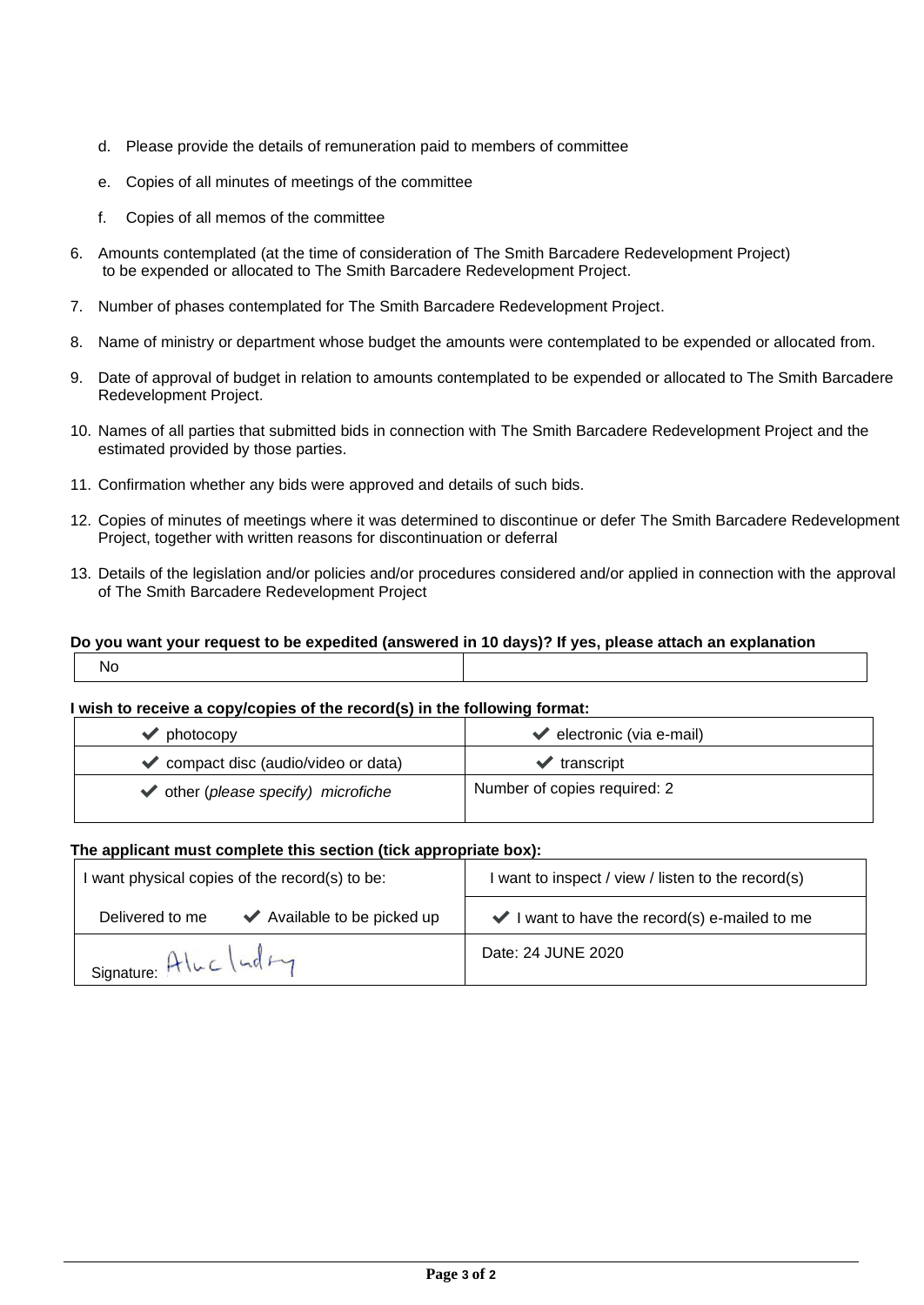d. Please provide the details of remuneration paid to members of committee

   e. Copies of all minutes of meetings of the committee

   f. Copies of all memos of the committee

6. Amounts contemplated (at the time of consideration of The Smith Barcadere Redevelopment Project) to be expended or allocated to The Smith Barcadere Redevelopment Project.

7. Number of phases contemplated for The Smith Barcadere Redevelopment Project.

8. Name of ministry or department whose budget the amounts were contemplated to be expended or allocated from.

9. Date of approval of budget in relation to amounts contemplated to be expended or allocated to The Smith Barcadere Redevelopment Project.

10. Names of all parties that submitted bids in connection with The Smith Barcadere Redevelopment Project and the estimated provided by those parties.

11. Confirmation whether any bids were approved and details of such bids.

12. Copies of minutes of meetings where it was determined to discontinue or defer The Smith Barcadere Redevelopment Project, together with written reasons for discontinuation or deferral

13. Details of the legislation and/or policies and/or procedures considered and/or applied in connection with the approval of The Smith Barcadere Redevelopment Project

**Do you want your request to be expedited (answered in 10 days)? If yes, please attach an explanation**

| No | |
|---|---|

**I wish to receive a copy/copies of the record(s) in the following format:**

| | |
|---|---|
| ✔ photocopy | ✔ electronic (via e-mail) |
| ✔ compact disc (audio/video or data) | ✔ transcript |
| ✔ other (*please specify*) *microfiche* | Number of copies required: 2 |

**The applicant must complete this section (tick appropriate box):**

| | |
|---|---|
| I want physical copies of the record(s) to be: | I want to inspect / view / listen to the record(s) |
| Delivered to me ✔ Available to be picked up | ✔ I want to have the record(s) e-mailed to me |
| Signature: Aluc ludry | Date: 24 JUNE 2020 |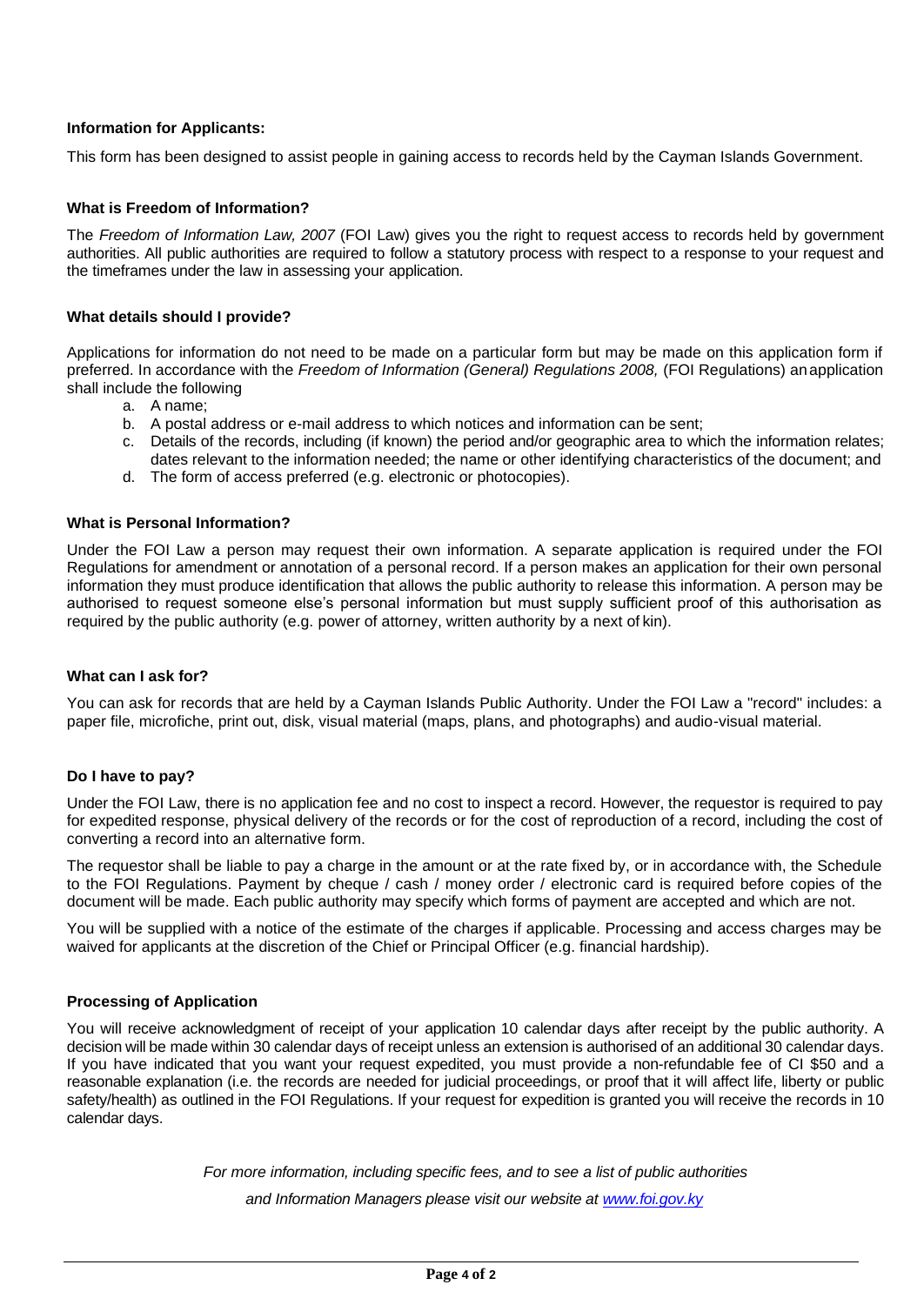**Information for Applicants:**

This form has been designed to assist people in gaining access to records held by the Cayman Islands Government.

**What is Freedom of Information?**

The *Freedom of Information Law, 2007* (FOI Law) gives you the right to request access to records held by government authorities. All public authorities are required to follow a statutory process with respect to a response to your request and the timeframes under the law in assessing your application.

**What details should I provide?**

Applications for information do not need to be made on a particular form but may be made on this application form if preferred. In accordance with the *Freedom of Information (General) Regulations 2008,* (FOI Regulations) an application shall include the following

a. A name;
b. A postal address or e-mail address to which notices and information can be sent;
c. Details of the records, including (if known) the period and/or geographic area to which the information relates; dates relevant to the information needed; the name or other identifying characteristics of the document; and
d. The form of access preferred (e.g. electronic or photocopies).

**What is Personal Information?**

Under the FOI Law a person may request their own information. A separate application is required under the FOI Regulations for amendment or annotation of a personal record. If a person makes an application for their own personal information they must produce identification that allows the public authority to release this information. A person may be authorised to request someone else's personal information but must supply sufficient proof of this authorisation as required by the public authority (e.g. power of attorney, written authority by a next of kin).

**What can I ask for?**

You can ask for records that are held by a Cayman Islands Public Authority. Under the FOI Law a "record" includes: a paper file, microfiche, print out, disk, visual material (maps, plans, and photographs) and audio-visual material.

**Do I have to pay?**

Under the FOI Law, there is no application fee and no cost to inspect a record. However, the requestor is required to pay for expedited response, physical delivery of the records or for the cost of reproduction of a record, including the cost of converting a record into an alternative form.

The requestor shall be liable to pay a charge in the amount or at the rate fixed by, or in accordance with, the Schedule to the FOI Regulations. Payment by cheque / cash / money order / electronic card is required before copies of the document will be made. Each public authority may specify which forms of payment are accepted and which are not.

You will be supplied with a notice of the estimate of the charges if applicable. Processing and access charges may be waived for applicants at the discretion of the Chief or Principal Officer (e.g. financial hardship).

**Processing of Application**

You will receive acknowledgment of receipt of your application 10 calendar days after receipt by the public authority. A decision will be made within 30 calendar days of receipt unless an extension is authorised of an additional 30 calendar days. If you have indicated that you want your request expedited, you must provide a non-refundable fee of CI $50 and a reasonable explanation (i.e. the records are needed for judicial proceedings, or proof that it will affect life, liberty or public safety/health) as outlined in the FOI Regulations. If your request for expedition is granted you will receive the records in 10 calendar days.

*For more information, including specific fees, and to see a list of public authorities and Information Managers please visit our website at [www.foi.gov.ky](http://www.foi.gov.ky)*